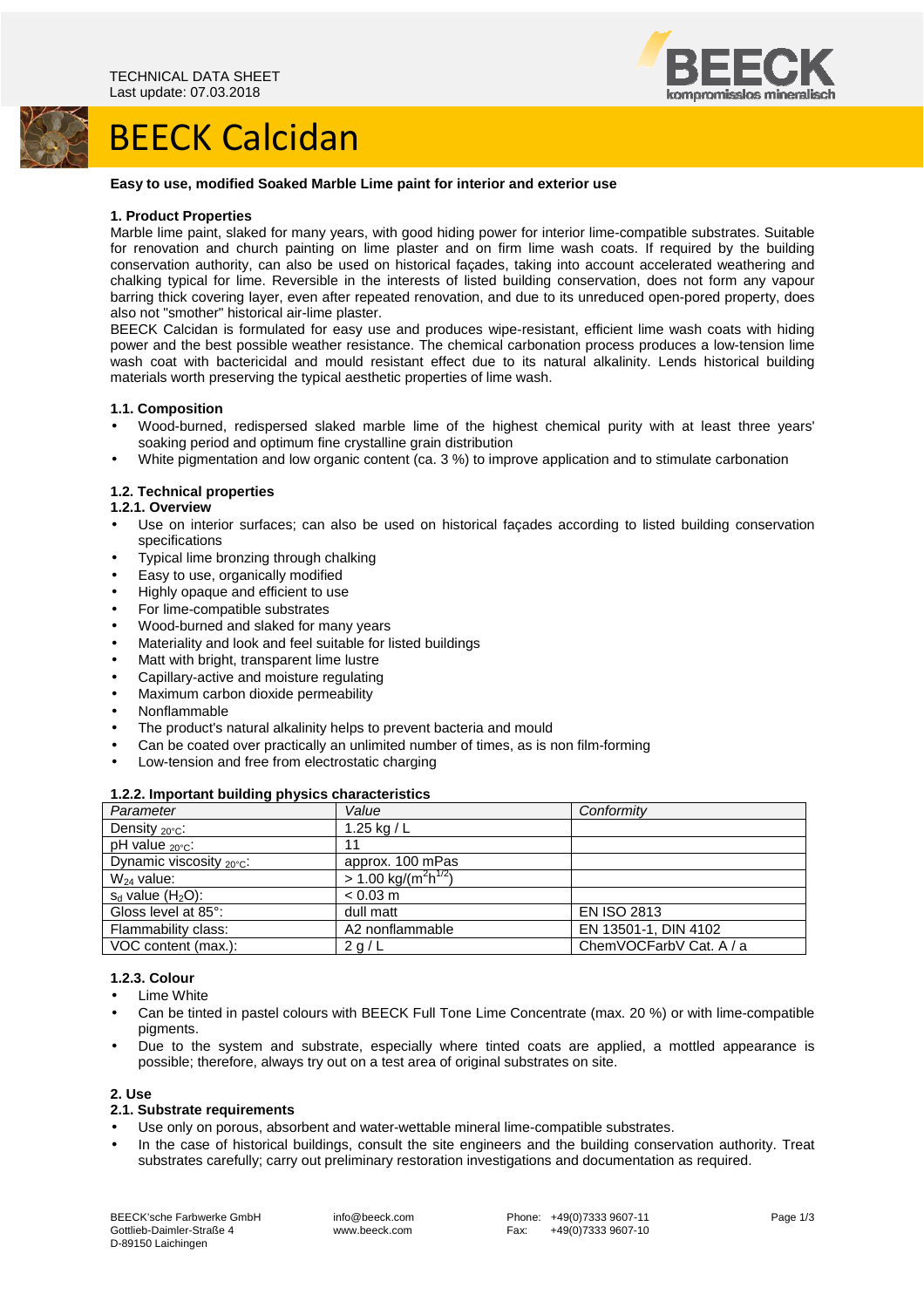TECHNICAL DATA SHEET
Last update: 07.03.2018

# BEECK Calcidan

**Easy to use, modified Soaked Marble Lime paint for interior and exterior use**

## 1. Product Properties

Marble lime paint, slaked for many years, with good hiding power for interior lime-compatible substrates. Suitable for renovation and church painting on lime plaster and on firm lime wash coats. If required by the building conservation authority, can also be used on historical façades, taking into account accelerated weathering and chalking typical for lime. Reversible in the interests of listed building conservation, does not form any vapour barring thick covering layer, even after repeated renovation, and due to its unreduced open-pored property, does also not "smother" historical air-lime plaster.

BEECK Calcidan is formulated for easy use and produces wipe-resistant, efficient lime wash coats with hiding power and the best possible weather resistance. The chemical carbonation process produces a low-tension lime wash coat with bactericidal and mould resistant effect due to its natural alkalinity. Lends historical building materials worth preserving the typical aesthetic properties of lime wash.

### 1.1. Composition

- Wood-burned, redispersed slaked marble lime of the highest chemical purity with at least three years' soaking period and optimum fine crystalline grain distribution
- White pigmentation and low organic content (ca. 3 %) to improve application and to stimulate carbonation

### 1.2. Technical properties

#### 1.2.1. Overview

- Use on interior surfaces; can also be used on historical façades according to listed building conservation specifications
- Typical lime bronzing through chalking
- Easy to use, organically modified
- Highly opaque and efficient to use
- For lime-compatible substrates
- Wood-burned and slaked for many years
- Materiality and look and feel suitable for listed buildings
- Matt with bright, transparent lime lustre
- Capillary-active and moisture regulating
- Maximum carbon dioxide permeability
- Nonflammable
- The product's natural alkalinity helps to prevent bacteria and mould
- Can be coated over practically an unlimited number of times, as is non film-forming
- Low-tension and free from electrostatic charging

#### 1.2.2. Important building physics characteristics

| *Parameter* | *Value* | *Conformity* |
|---|---|---|
| Density $_{20°C}$: | 1.25 kg / L | |
| pH value $_{20°C}$: | 11 | |
| Dynamic viscosity $_{20°C}$: | approx. 100 mPas | |
| $W_{24}$ value: | > 1.00 kg/($m^2h^{1/2}$) | |
| $s_d$ value ($H_2O$): | < 0.03 m | |
| Gloss level at 85°: | dull matt | EN ISO 2813 |
| Flammability class: | A2 nonflammable | EN 13501-1, DIN 4102 |
| VOC content (max.): | 2 g / L | ChemVOCFarbV Cat. A / a |

#### 1.2.3. Colour

- Lime White
- Can be tinted in pastel colours with BEECK Full Tone Lime Concentrate (max. 20 %) or with lime-compatible pigments.
- Due to the system and substrate, especially where tinted coats are applied, a mottled appearance is possible; therefore, always try out on a test area of original substrates on site.

## 2. Use

### 2.1. Substrate requirements

- Use only on porous, absorbent and water-wettable mineral lime-compatible substrates.
- In the case of historical buildings, consult the site engineers and the building conservation authority. Treat substrates carefully; carry out preliminary restoration investigations and documentation as required.

BEECK'sche Farbwerke GmbH
Gottlieb-Daimler-Straße 4
D-89150 Laichingen

info@beeck.com
www.beeck.com

Phone: +49(0)7333 9607-11
Fax: +49(0)7333 9607-10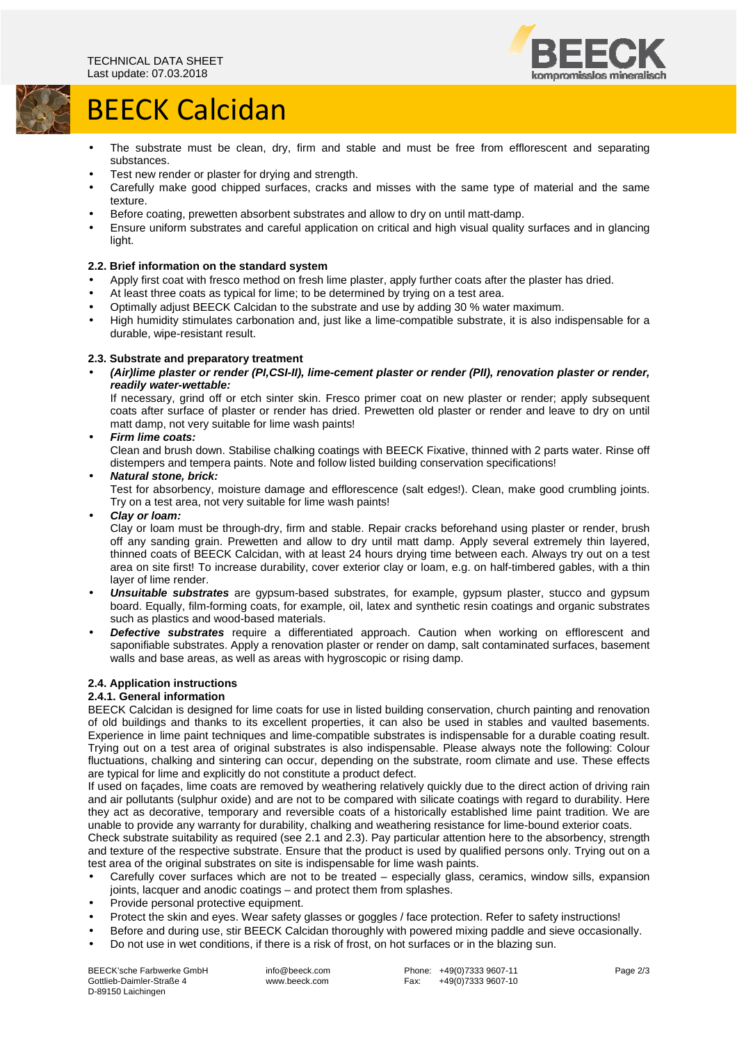- The substrate must be clean, dry, firm and stable and must be free from efflorescent and separating substances.
- Test new render or plaster for drying and strength.
- Carefully make good chipped surfaces, cracks and misses with the same type of material and the same texture.
- Before coating, prewetten absorbent substrates and allow to dry on until matt-damp.
- Ensure uniform substrates and careful application on critical and high visual quality surfaces and in glancing light.

**2.2. Brief information on the standard system**

- Apply first coat with fresco method on fresh lime plaster, apply further coats after the plaster has dried.
- At least three coats as typical for lime; to be determined by trying on a test area.
- Optimally adjust BEECK Calcidan to the substrate and use by adding 30 % water maximum.
- High humidity stimulates carbonation and, just like a lime-compatible substrate, it is also indispensable for a durable, wipe-resistant result.

**2.3. Substrate and preparatory treatment**

- ***(Air)lime plaster or render (PI,CSI-II), lime-cement plaster or render (PII), renovation plaster or render, readily water-wettable:***
  If necessary, grind off or etch sinter skin. Fresco primer coat on new plaster or render; apply subsequent coats after surface of plaster or render has dried. Prewetten old plaster or render and leave to dry on until matt damp, not very suitable for lime wash paints!
- ***Firm lime coats:***
  Clean and brush down. Stabilise chalking coatings with BEECK Fixative, thinned with 2 parts water. Rinse off distempers and tempera paints. Note and follow listed building conservation specifications!
- ***Natural stone, brick:***
  Test for absorbency, moisture damage and efflorescence (salt edges!). Clean, make good crumbling joints. Try on a test area, not very suitable for lime wash paints!
- ***Clay or loam:***
  Clay or loam must be through-dry, firm and stable. Repair cracks beforehand using plaster or render, brush off any sanding grain. Prewetten and allow to dry until matt damp. Apply several extremely thin layered, thinned coats of BEECK Calcidan, with at least 24 hours drying time between each. Always try out on a test area on site first! To increase durability, cover exterior clay or loam, e.g. on half-timbered gables, with a thin layer of lime render.
- ***Unsuitable substrates*** are gypsum-based substrates, for example, gypsum plaster, stucco and gypsum board. Equally, film-forming coats, for example, oil, latex and synthetic resin coatings and organic substrates such as plastics and wood-based materials.
- ***Defective substrates*** require a differentiated approach. Caution when working on efflorescent and saponifiable substrates. Apply a renovation plaster or render on damp, salt contaminated surfaces, basement walls and base areas, as well as areas with hygroscopic or rising damp.

**2.4. Application instructions**

**2.4.1. General information**

BEECK Calcidan is designed for lime coats for use in listed building conservation, church painting and renovation of old buildings and thanks to its excellent properties, it can also be used in stables and vaulted basements. Experience in lime paint techniques and lime-compatible substrates is indispensable for a durable coating result. Trying out on a test area of original substrates is also indispensable. Please always note the following: Colour fluctuations, chalking and sintering can occur, depending on the substrate, room climate and use. These effects are typical for lime and explicitly do not constitute a product defect.

If used on façades, lime coats are removed by weathering relatively quickly due to the direct action of driving rain and air pollutants (sulphur oxide) and are not to be compared with silicate coatings with regard to durability. Here they act as decorative, temporary and reversible coats of a historically established lime paint tradition. We are unable to provide any warranty for durability, chalking and weathering resistance for lime-bound exterior coats.

Check substrate suitability as required (see 2.1 and 2.3). Pay particular attention here to the absorbency, strength and texture of the respective substrate. Ensure that the product is used by qualified persons only. Trying out on a test area of the original substrates on site is indispensable for lime wash paints.

- Carefully cover surfaces which are not to be treated – especially glass, ceramics, window sills, expansion joints, lacquer and anodic coatings – and protect them from splashes.
- Provide personal protective equipment.
- Protect the skin and eyes. Wear safety glasses or goggles / face protection. Refer to safety instructions!
- Before and during use, stir BEECK Calcidan thoroughly with powered mixing paddle and sieve occasionally.
- Do not use in wet conditions, if there is a risk of frost, on hot surfaces or in the blazing sun.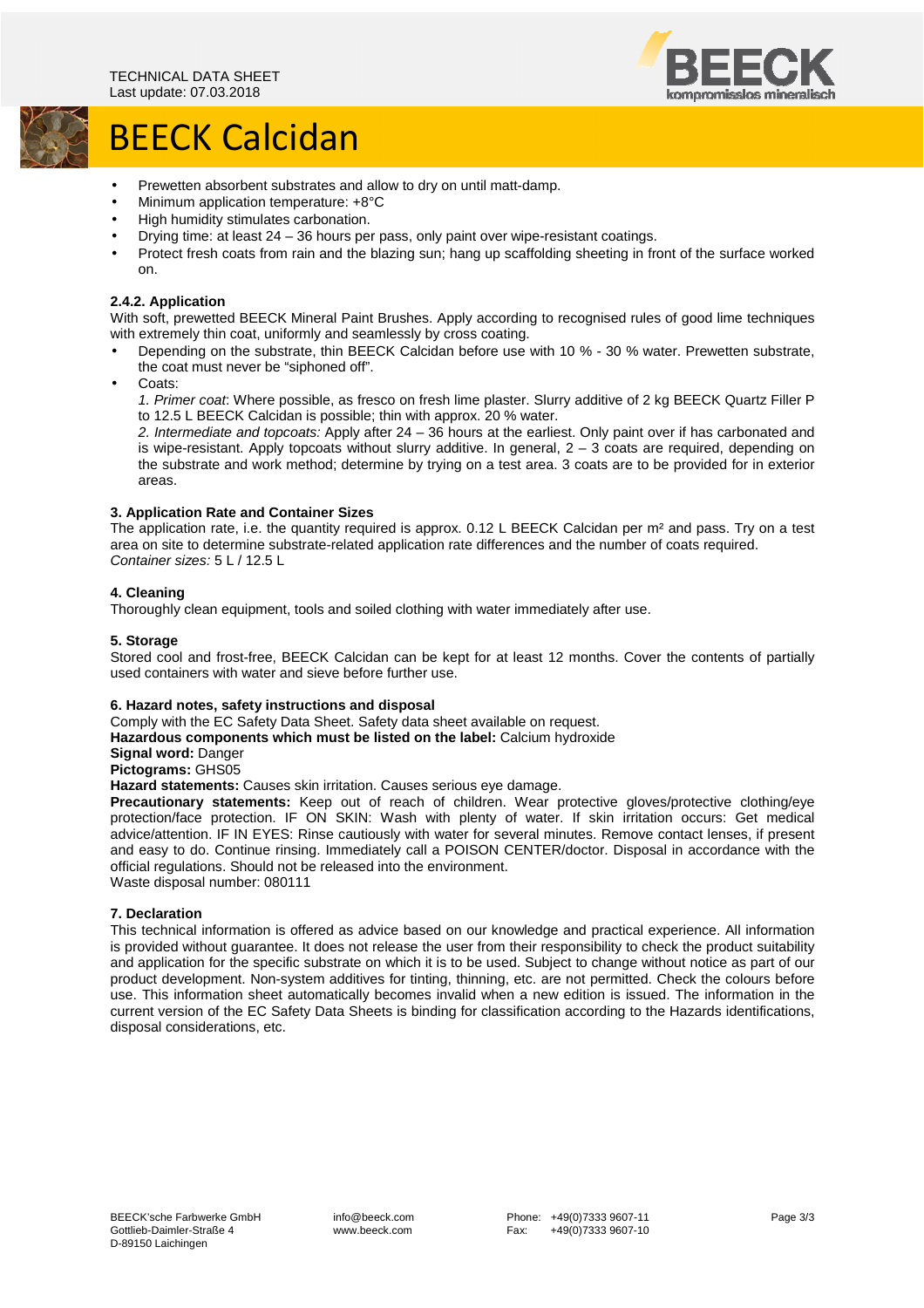# BEECK Calcidan

- Prewetten absorbent substrates and allow to dry on until matt-damp.
- Minimum application temperature: +8°C
- High humidity stimulates carbonation.
- Drying time: at least 24 – 36 hours per pass, only paint over wipe-resistant coatings.
- Protect fresh coats from rain and the blazing sun; hang up scaffolding sheeting in front of the surface worked on.

### 2.4.2. Application

With soft, prewetted BEECK Mineral Paint Brushes. Apply according to recognised rules of good lime techniques with extremely thin coat, uniformly and seamlessly by cross coating.

- Depending on the substrate, thin BEECK Calcidan before use with 10 % - 30 % water. Prewetten substrate, the coat must never be "siphoned off".
- Coats:

  1. *Primer coat*: Where possible, as fresco on fresh lime plaster. Slurry additive of 2 kg BEECK Quartz Filler P to 12.5 L BEECK Calcidan is possible; thin with approx. 20 % water.

  2. *Intermediate and topcoats:* Apply after 24 – 36 hours at the earliest. Only paint over if has carbonated and is wipe-resistant. Apply topcoats without slurry additive. In general, 2 – 3 coats are required, depending on the substrate and work method; determine by trying on a test area. 3 coats are to be provided for in exterior areas.

### 3. Application Rate and Container Sizes

The application rate, i.e. the quantity required is approx. 0.12 L BEECK Calcidan per m² and pass. Try on a test area on site to determine substrate-related application rate differences and the number of coats required.
*Container sizes:* 5 L / 12.5 L

### 4. Cleaning

Thoroughly clean equipment, tools and soiled clothing with water immediately after use.

### 5. Storage

Stored cool and frost-free, BEECK Calcidan can be kept for at least 12 months. Cover the contents of partially used containers with water and sieve before further use.

### 6. Hazard notes, safety instructions and disposal

Comply with the EC Safety Data Sheet. Safety data sheet available on request.
**Hazardous components which must be listed on the label:** Calcium hydroxide
**Signal word:** Danger
**Pictograms:** GHS05
**Hazard statements:** Causes skin irritation. Causes serious eye damage.
**Precautionary statements:** Keep out of reach of children. Wear protective gloves/protective clothing/eye protection/face protection. IF ON SKIN: Wash with plenty of water. If skin irritation occurs: Get medical advice/attention. IF IN EYES: Rinse cautiously with water for several minutes. Remove contact lenses, if present and easy to do. Continue rinsing. Immediately call a POISON CENTER/doctor. Disposal in accordance with the official regulations. Should not be released into the environment.
Waste disposal number: 080111

### 7. Declaration

This technical information is offered as advice based on our knowledge and practical experience. All information is provided without guarantee. It does not release the user from their responsibility to check the product suitability and application for the specific substrate on which it is to be used. Subject to change without notice as part of our product development. Non-system additives for tinting, thinning, etc. are not permitted. Check the colours before use. This information sheet automatically becomes invalid when a new edition is issued. The information in the current version of the EC Safety Data Sheets is binding for classification according to the Hazards identifications, disposal considerations, etc.